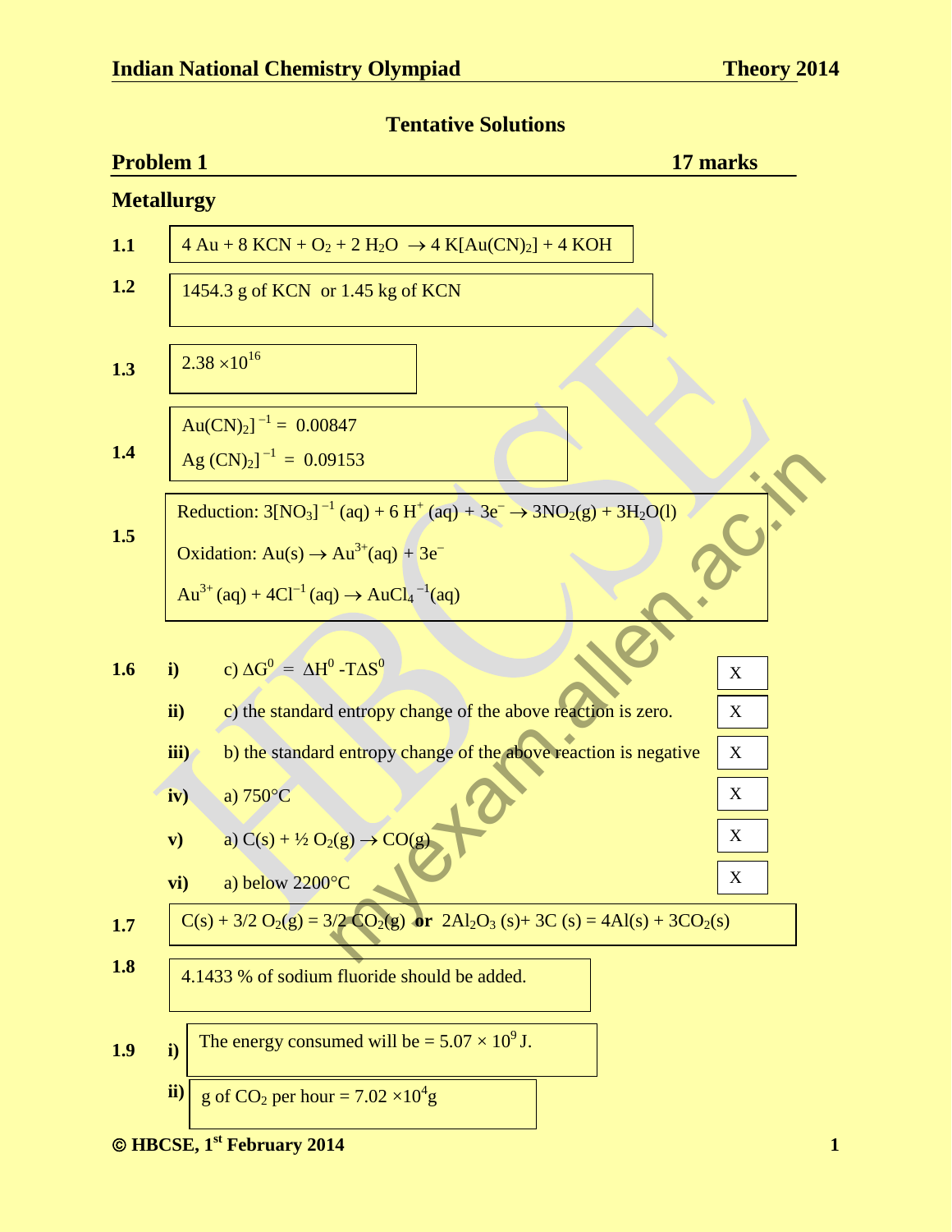## Tentative Solutions

## Problem 1 — 17 marks

### Metallurgy

**1.1** $4\,Au + 8\,KCN + O_2 + 2\,H_2O \rightarrow 4\,K[Au(CN)_2] + 4\,KOH$

**1.2** 1454.3 g of KCN or 1.45 kg of KCN

**1.3** $2.38 \times 10^{16}$

**1.4**

$Au(CN)_2]^{-1} = 0.00847$

$Ag\,(CN)_2]^{-1} = 0.09153$

**1.5**

Reduction: $3[NO_3]^{-1}(aq) + 6\,H^+(aq) + 3e^- \rightarrow 3NO_2(g) + 3H_2O(l)$

Oxidation: $Au(s) \rightarrow Au^{3+}(aq) + 3e^-$

$Au^{3+}(aq) + 4Cl^{-1}(aq) \rightarrow AuCl_4^{-1}(aq)$

**1.6**

| | | |
|---|---|---|
| i) | c) $\Delta G^0 = \Delta H^0 - T\Delta S^0$ | X |
| ii) | c) the standard entropy change of the above reaction is zero. | X |
| iii) | b) the standard entropy change of the above reaction is negative | X |
| iv) | a) 750°C | X |
| v) | a) $C(s) + ½\,O_2(g) \rightarrow CO(g)$ | X |
| vi) | a) below 2200°C | X |

**1.7** $C(s) + 3/2\,O_2(g) = 3/2\,CO_2(g)$ **or** $2Al_2O_3(s) + 3C(s) = 4Al(s) + 3CO_2(s)$

**1.8** 4.1433 % of sodium fluoride should be added.

**1.9**

i) The energy consumed will be = $5.07 \times 10^9$ J.

ii) g of $CO_2$ per hour = $7.02 \times 10^4$g

© HBCSE, 1st February 2014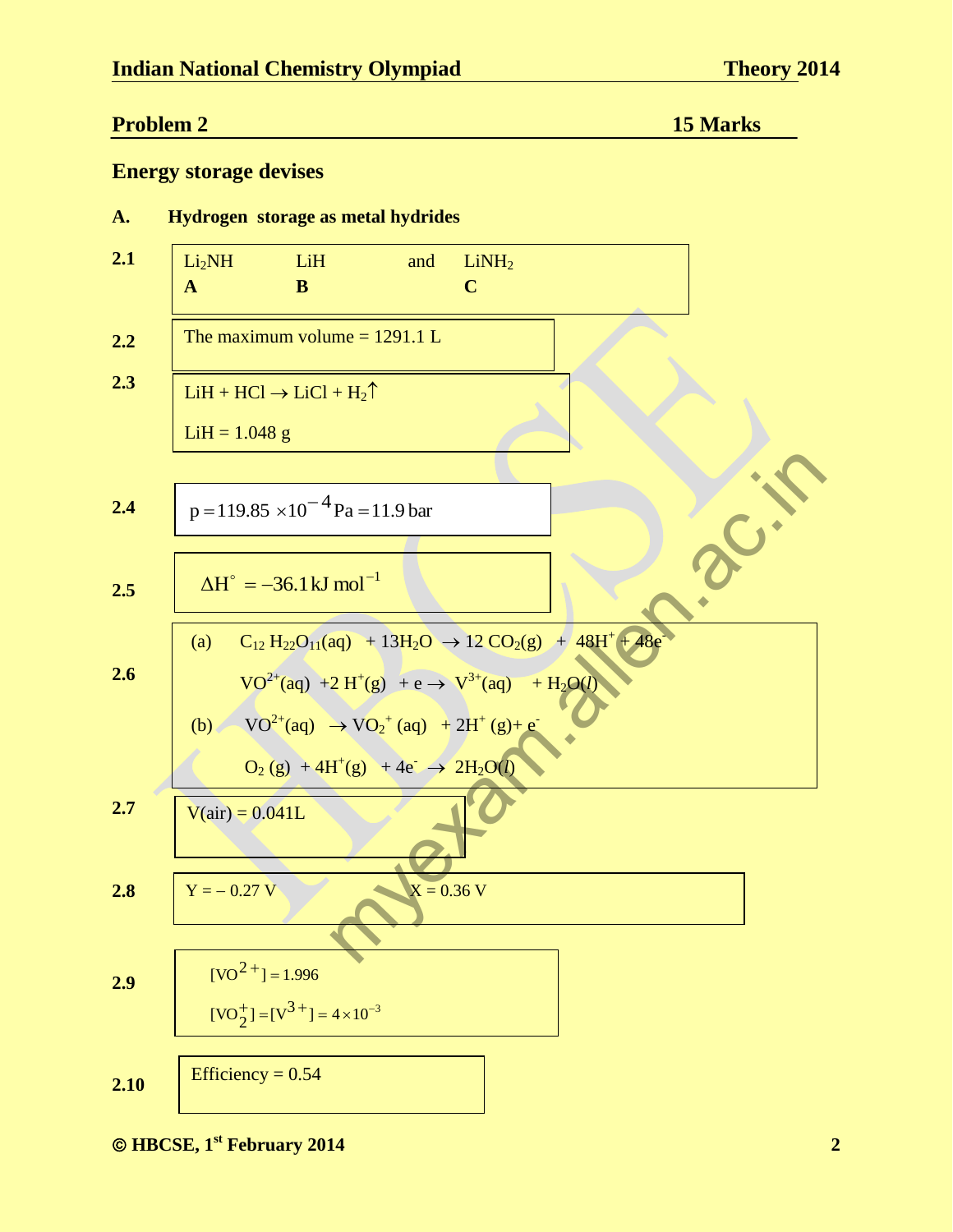## Problem 2 — 15 Marks

### Energy storage devises

**A. Hydrogen storage as metal hydrides**

**2.1**

| $Li_2NH$ | $LiH$ | and | $LiNH_2$ |
|---|---|---|---|
| **A** | **B** | | **C** |

**2.2** The maximum volume = 1291.1 L

**2.3** $LiH + HCl \rightarrow LiCl + H_2\uparrow$

LiH = 1.048 g

**2.4** $p = 119.85 \times 10^{-4}\,\text{Pa} = 11.9\,\text{bar}$

**2.5** $\Delta H^\circ = -36.1\,\text{kJ mol}^{-1}$

**2.6**

(a) $C_{12}H_{22}O_{11}(aq) + 13H_2O \rightarrow 12\,CO_2(g) + 48H^+ + 48e^-$

$VO^{2+}(aq) + 2\,H^+(g) + e \rightarrow V^{3+}(aq) + H_2O(l)$

(b) $VO^{2+}(aq) \rightarrow VO_2^+(aq) + 2H^+(g) + e^-$

$O_2(g) + 4H^+(g) + 4e^- \rightarrow 2H_2O(l)$

**2.7** V(air) = 0.041L

**2.8** Y = – 0.27 V X = 0.36 V

**2.9**

$[VO^{2+}] = 1.996$

$[VO_2^+] = [V^{3+}] = 4 \times 10^{-3}$

**2.10** Efficiency = 0.54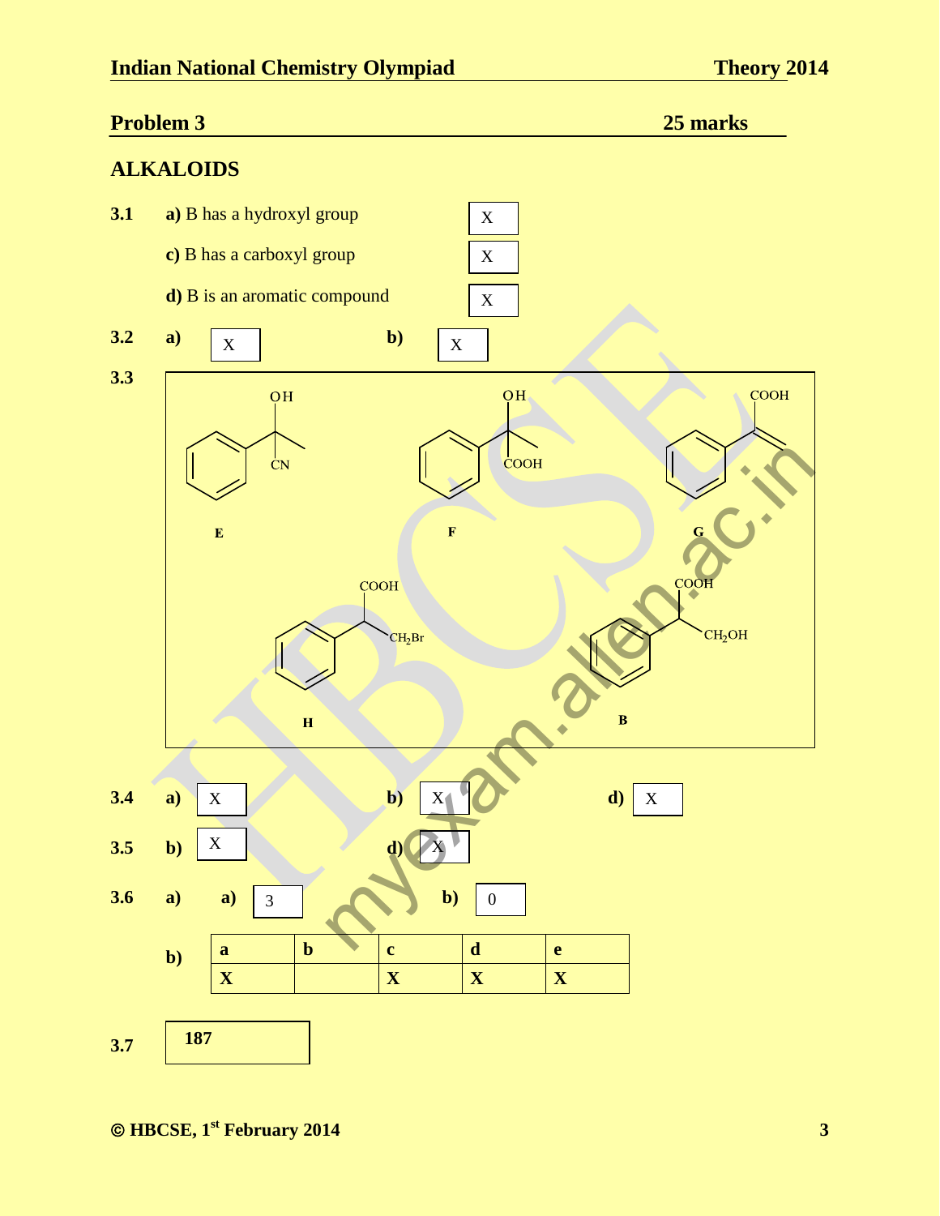## Problem 3 — 25 marks

### ALKALOIDS

**3.1**

**a)** B has a hydroxyl group — X

**c)** B has a carboxyl group — X

**d)** B is an aromatic compound — X

**3.2** **a)** X  **b)** X

**3.3**

**E**: $C_6H_5C(OH)(CN)CH_3$

**F**: $C_6H_5C(OH)(COOH)CH_3$

**G**: $C_6H_5C(COOH)=CH_2$

**H**: $C_6H_5CH(COOH)CH_2Br$

**B**: $C_6H_5CH(COOH)CH_2OH$

**3.4** **a)** X  **b)** X  **d)** X

**3.5** **b)** X  **d)** X

**3.6**

**a)** **a)** 3  **b)** 0

**b)**

| a | b | c | d | e |
|---|---|---|---|---|
| X | | X | X | X |

**3.7** 187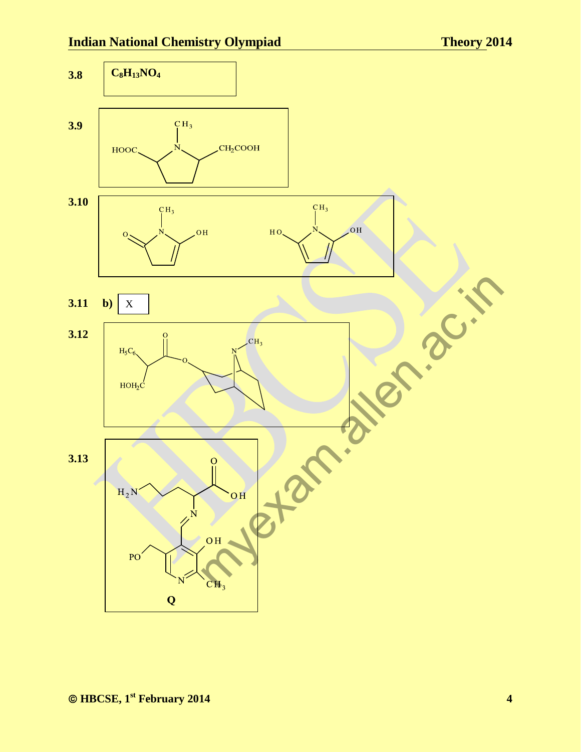**3.8** $C_8H_{13}NO_4$

**3.9**

HOOC — (N-CH$_3$ pyrrolidine ring) — CH$_2$COOH

**3.10**

**3.11** **b)** X

**3.12**

**3.13**

**Q**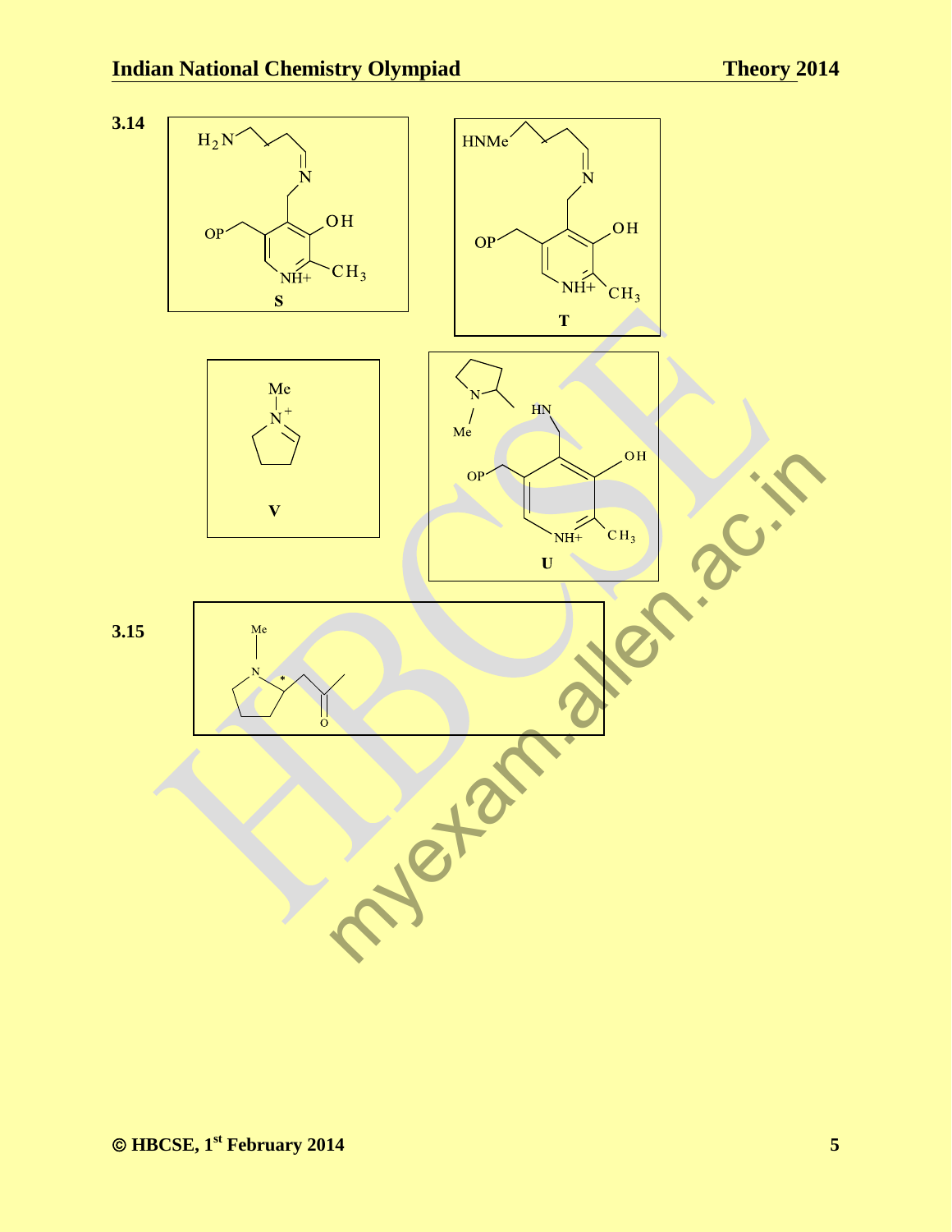**3.14**

**S**

**T**

**V**

**U**

**3.15**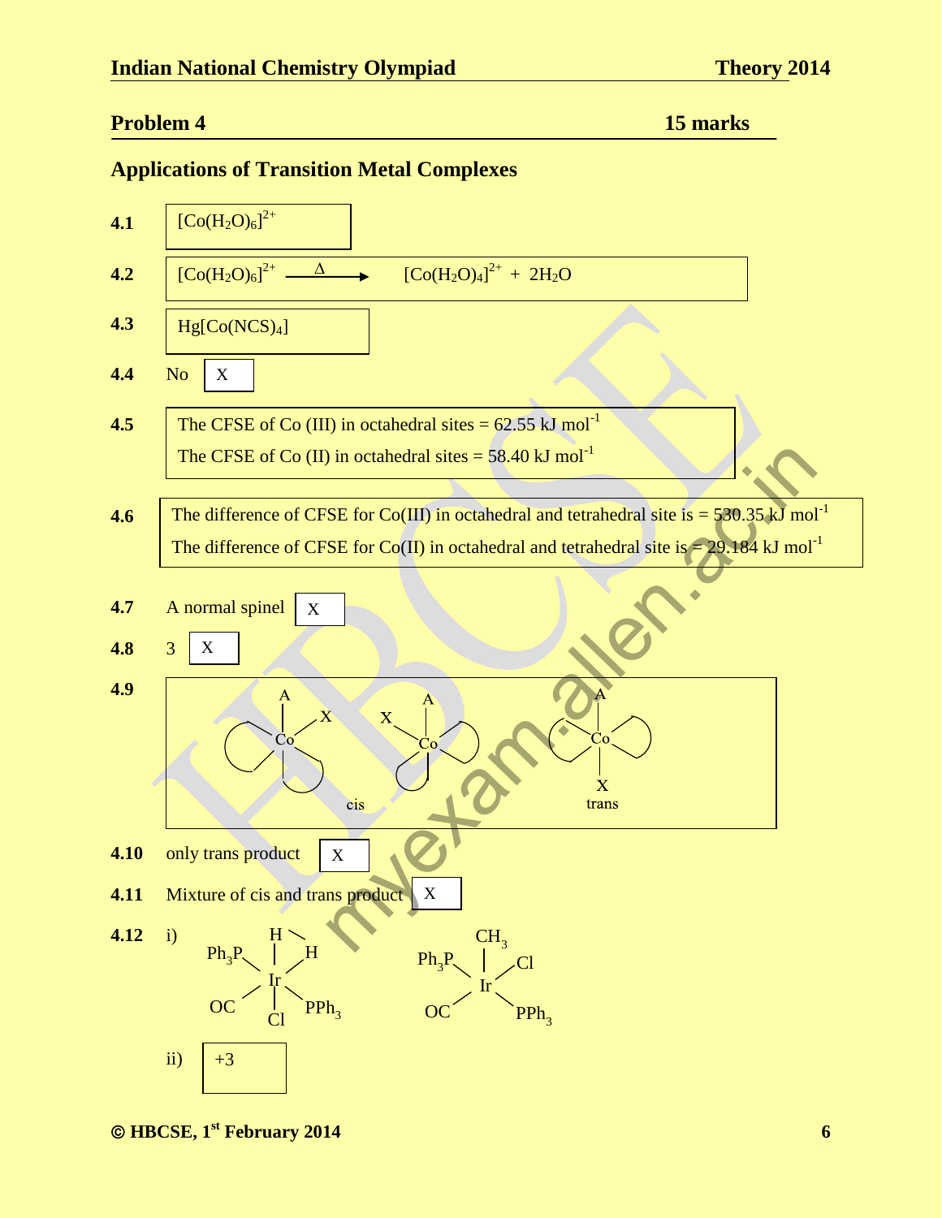## Problem 4 — 15 marks

### Applications of Transition Metal Complexes

**4.1** $[Co(H_2O)_6]^{2+}$

**4.2** $[Co(H_2O)_6]^{2+} \xrightarrow{\Delta} [Co(H_2O)_4]^{2+} + 2H_2O$

**4.3** $Hg[Co(NCS)_4]$

**4.4** No X

**4.5** The CFSE of Co (III) in octahedral sites = 62.55 kJ $mol^{-1}$

The CFSE of Co (II) in octahedral sites = 58.40 kJ $mol^{-1}$

**4.6** The difference of CFSE for Co(III) in octahedral and tetrahedral site is = 530.35 kJ $mol^{-1}$

The difference of CFSE for Co(II) in octahedral and tetrahedral site is = 29.184 kJ $mol^{-1}$

**4.7** A normal spinel X

**4.8** 3 X

**4.9**

cis (two enantiomeric Co complexes with A and X cis) — trans (Co complex with A and X trans)

**4.10** only trans product X

**4.11** Mixture of cis and trans product X

**4.12** i) Octahedral Ir complex with ligands: H, H, $Ph_3P$, $PPh_3$, OC, Cl; Octahedral Ir complex with ligands: $CH_3$, Cl, $Ph_3P$, $PPh_3$, OC

ii) +3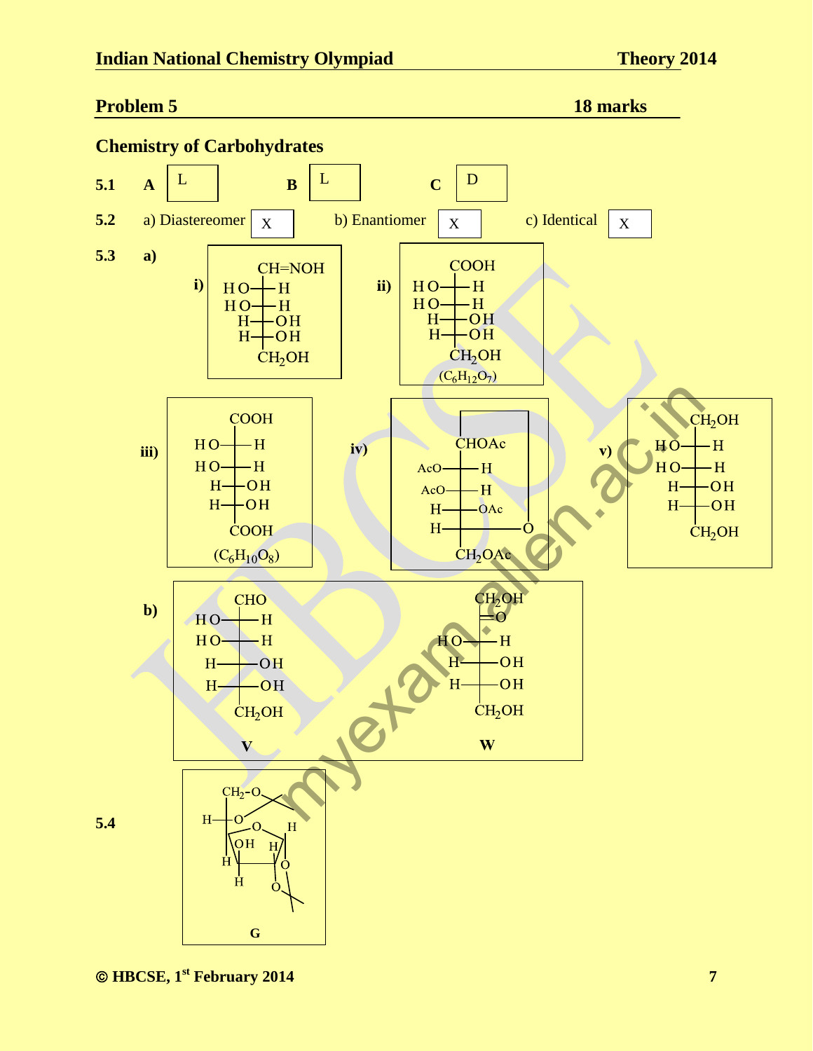## Problem 5 — 18 marks

### Chemistry of Carbohydrates

**5.1** **A** L **B** L **C** D

**5.2** a) Diastereomer X b) Enantiomer X c) Identical X

**5.3** **a)**

i)
```
     CH=NOH
 HO ─┼─ H
 HO ─┼─ H
  H ─┼─ OH
  H ─┼─ OH
     CH2OH
```

ii)
```
     COOH
 HO ─┼─ H
 HO ─┼─ H
  H ─┼─ OH
  H ─┼─ OH
     CH2OH
```
($C_6H_{12}O_7$)

iii)
```
     COOH
 HO ─┼─ H
 HO ─┼─ H
  H ─┼─ OH
  H ─┼─ OH
     COOH
```
($C_6H_{10}O_8$)

iv)
```
      ┌───────────┐
     CHOAc        │
 AcO ─┼─ H        │
 AcO ─┼─ H        │
   H ─┼─ OAc      │
   H ─┼───────── O
     CH2OAc
```

v)
```
     CH2OH
 HO ─┼─ H
 HO ─┼─ H
  H ─┼─ OH
  H ─┼─ OH
     CH2OH
```

**b)**

V
```
     CHO
 HO ─┼─ H
 HO ─┼─ H
  H ─┼─ OH
  H ─┼─ OH
     CH2OH
```

W
```
     CH2OH
     ═O
 HO ─┼─ H
  H ─┼─ OH
  H ─┼─ OH
     CH2OH
```

**5.4**

G (di-O-isopropylidene furanose derivative, structure drawn)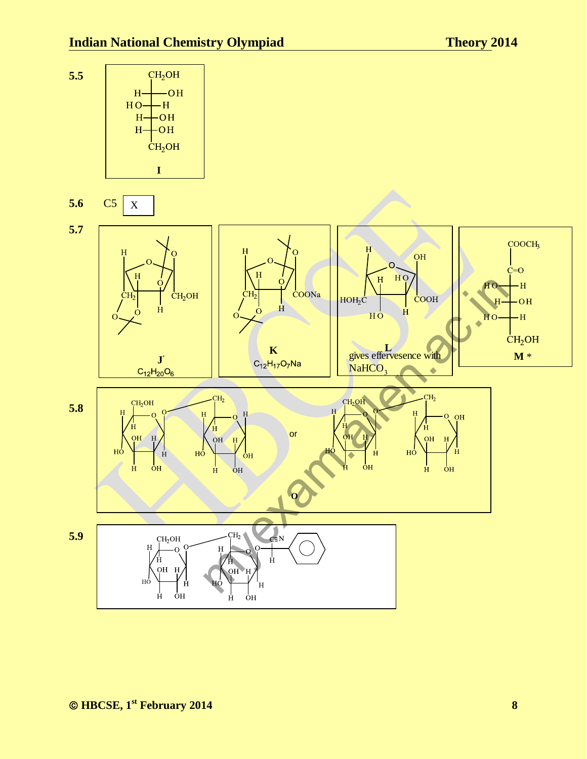**5.5**

$CH_2OH$
H — OH
HO — H
H — OH
H — OH
$CH_2OH$

**I**

**5.6** C5 X

**5.7**

**J'**
$C_{12}H_{20}O_6$

**K**
$C_{12}H_{17}O_7Na$

**L**
gives effervesence with $NaHCO_3$

$COOCH_3$
C=O
HO — H
H — OH
HO — H
$CH_2OH$

**M** *

**5.8**

or

**O**

**5.9**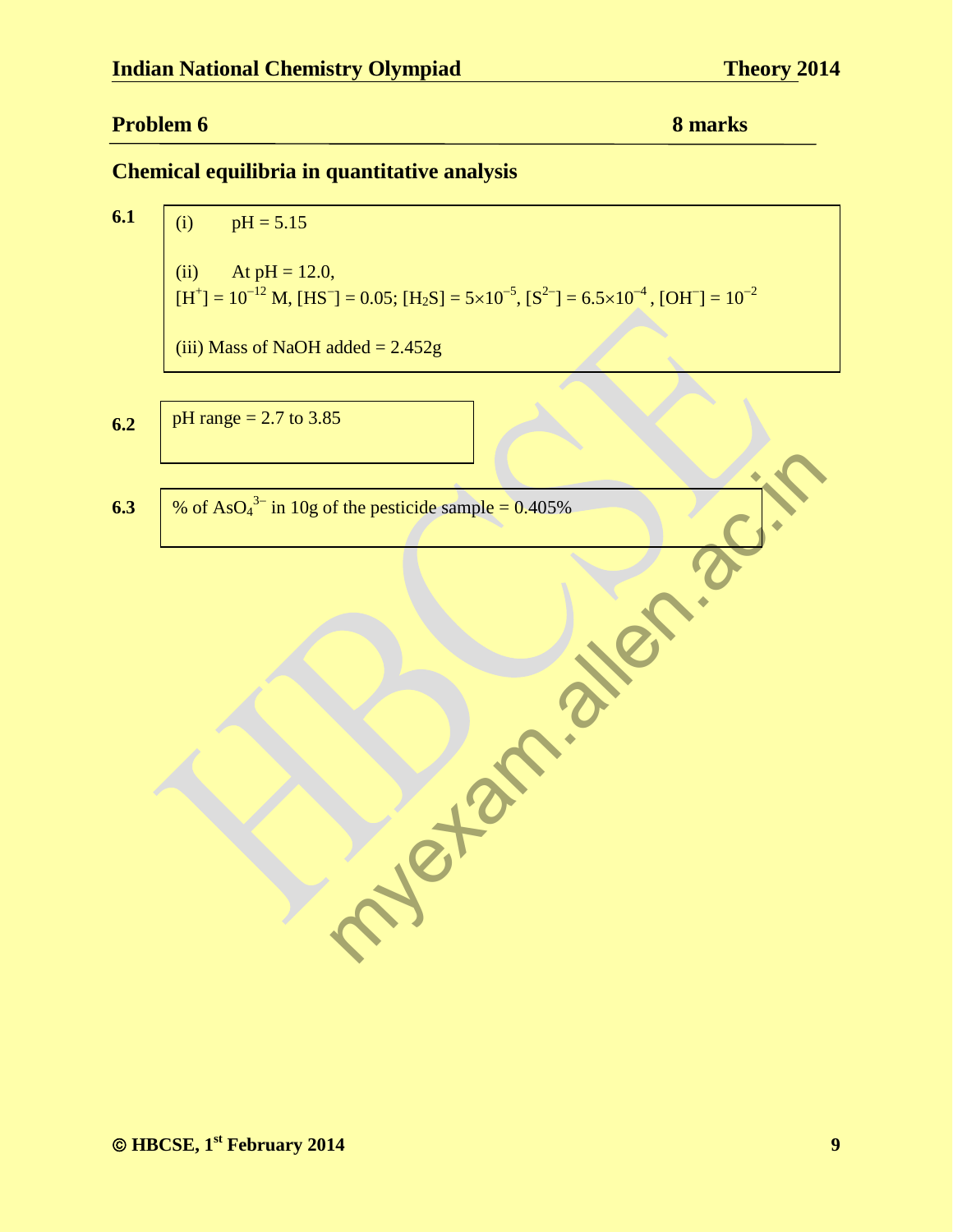## Problem 6 — 8 marks

### Chemical equilibria in quantitative analysis

**6.1**

(i) pH = 5.15

(ii) At pH = 12.0,
$[H^+] = 10^{-12}$ M, $[HS^-] = 0.05$; $[H_2S] = 5\times10^{-5}$, $[S^{2-}] = 6.5\times10^{-4}$, $[OH^-] = 10^{-2}$

(iii) Mass of NaOH added = 2.452g

**6.2**

pH range = 2.7 to 3.85

**6.3**

% of $AsO_4^{3-}$ in 10g of the pesticide sample = 0.405%